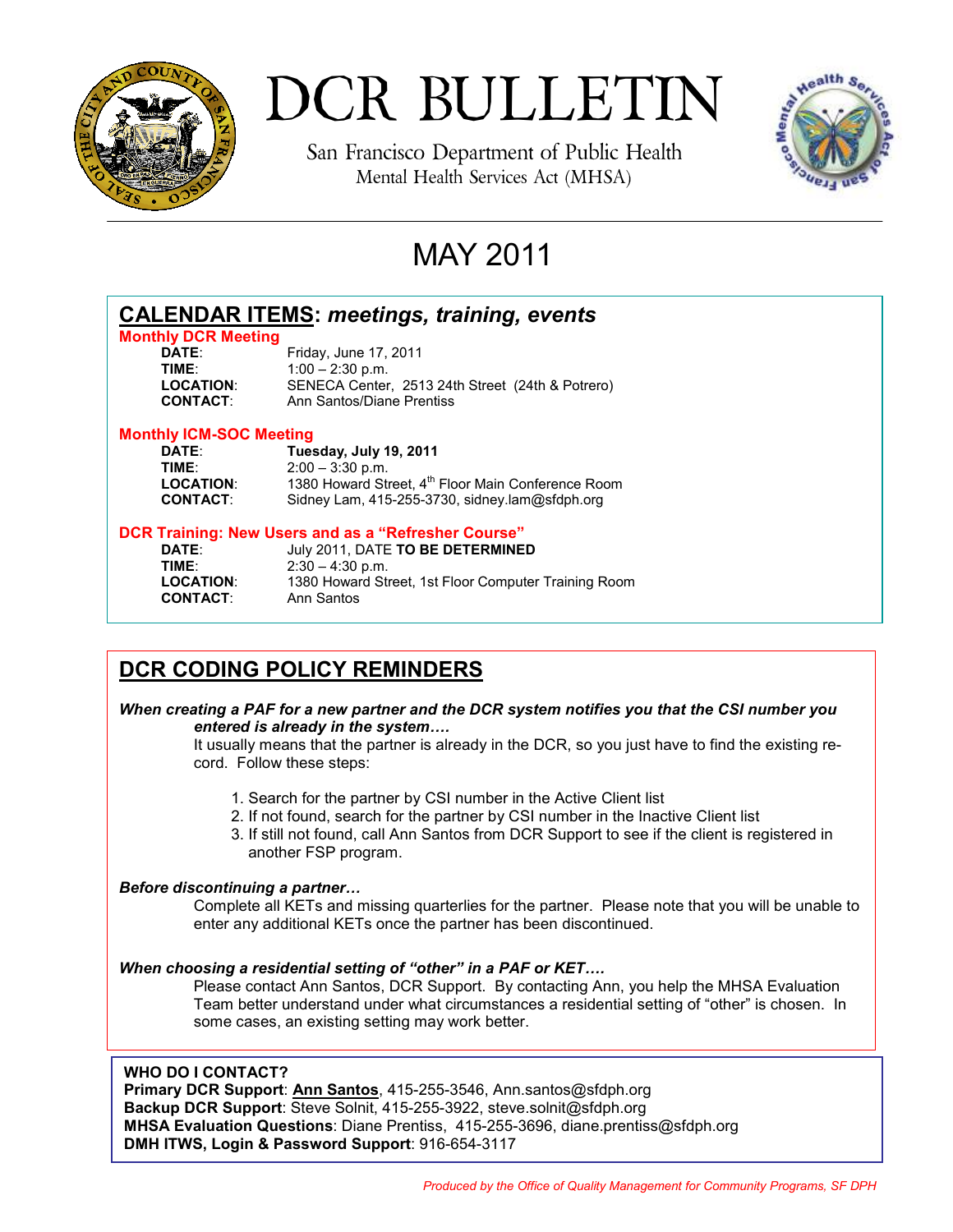# DCR BULLETIN

San Francisco Department of Public Health
Mental Health Services Act (MHSA)

## MAY 2011

## CALENDAR ITEMS: *meetings, training, events*

### Monthly DCR Meeting

**DATE**: Friday, June 17, 2011
**TIME**: 1:00 – 2:30 p.m.
**LOCATION**: SENECA Center, 2513 24th Street (24th & Potrero)
**CONTACT**: Ann Santos/Diane Prentiss

### Monthly ICM-SOC Meeting

**DATE**: **Tuesday, July 19, 2011**
**TIME**: 2:00 – 3:30 p.m.
**LOCATION**: 1380 Howard Street, 4th Floor Main Conference Room
**CONTACT**: Sidney Lam, 415-255-3730, sidney.lam@sfdph.org

### DCR Training: New Users and as a "Refresher Course"

**DATE**: July 2011, DATE **TO BE DETERMINED**
**TIME**: 2:30 – 4:30 p.m.
**LOCATION**: 1380 Howard Street, 1st Floor Computer Training Room
**CONTACT**: Ann Santos

## DCR CODING POLICY REMINDERS

***When creating a PAF for a new partner and the DCR system notifies you that the CSI number you entered is already in the system….***

It usually means that the partner is already in the DCR, so you just have to find the existing record. Follow these steps:

1. Search for the partner by CSI number in the Active Client list
2. If not found, search for the partner by CSI number in the Inactive Client list
3. If still not found, call Ann Santos from DCR Support to see if the client is registered in another FSP program.

***Before discontinuing a partner…***

Complete all KETs and missing quarterlies for the partner. Please note that you will be unable to enter any additional KETs once the partner has been discontinued.

***When choosing a residential setting of "other" in a PAF or KET….***

Please contact Ann Santos, DCR Support. By contacting Ann, you help the MHSA Evaluation Team better understand under what circumstances a residential setting of "other" is chosen. In some cases, an existing setting may work better.

**WHO DO I CONTACT?**
**Primary DCR Support**: **Ann Santos**, 415-255-3546, Ann.santos@sfdph.org
**Backup DCR Support**: Steve Solnit, 415-255-3922, steve.solnit@sfdph.org
**MHSA Evaluation Questions**: Diane Prentiss, 415-255-3696, diane.prentiss@sfdph.org
**DMH ITWS, Login & Password Support**: 916-654-3117

*Produced by the Office of Quality Management for Community Programs, SF DPH*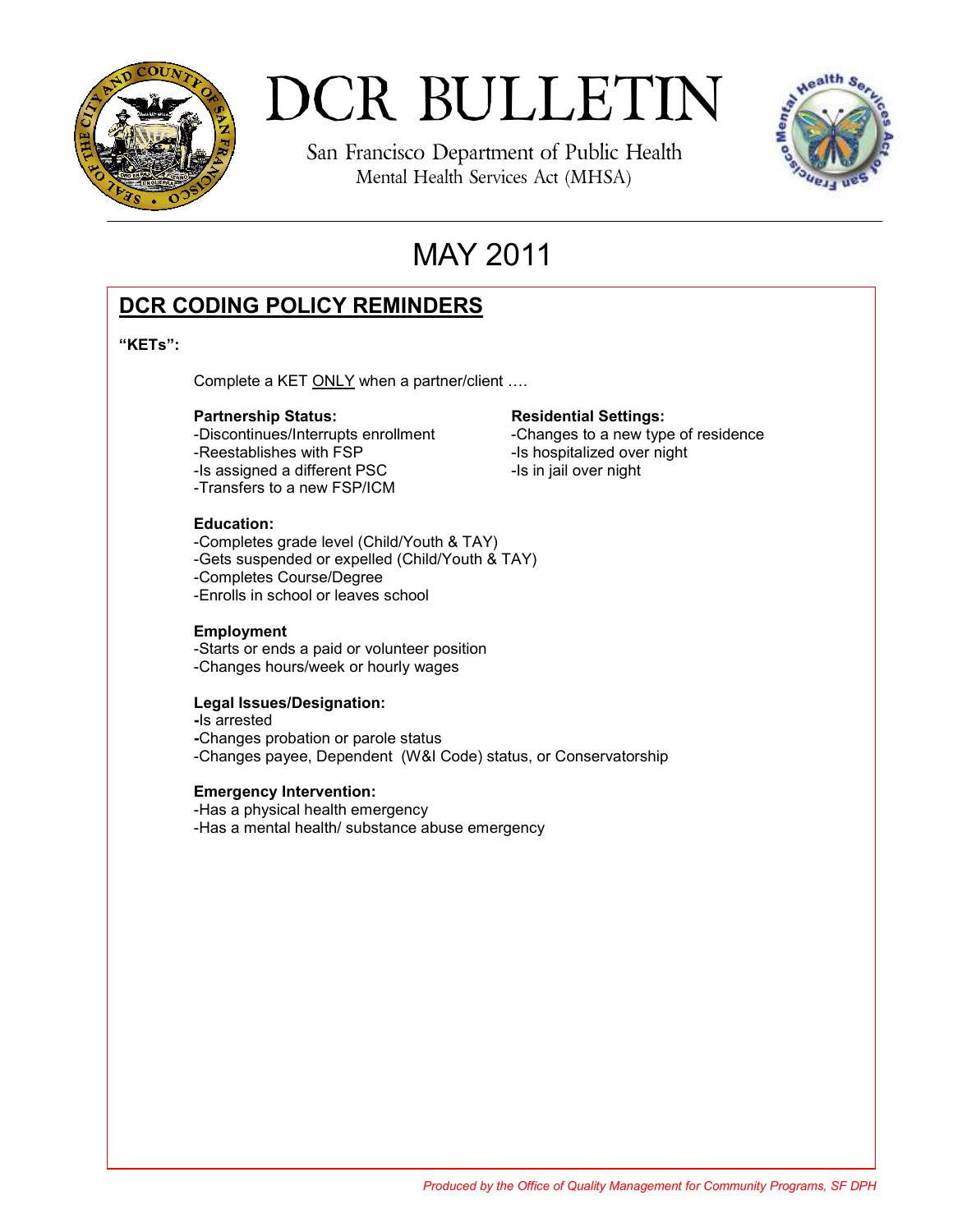# DCR BULLETIN

San Francisco Department of Public Health
Mental Health Services Act (MHSA)

## MAY 2011

## DCR CODING POLICY REMINDERS

**"KETs":**

Complete a KET ONLY when a partner/client ….

**Partnership Status:**
- Discontinues/Interrupts enrollment
- Reestablishes with FSP
- Is assigned a different PSC
- Transfers to a new FSP/ICM

**Residential Settings:**
- Changes to a new type of residence
- Is hospitalized over night
- Is in jail over night

**Education:**
- Completes grade level (Child/Youth & TAY)
- Gets suspended or expelled (Child/Youth & TAY)
- Completes Course/Degree
- Enrolls in school or leaves school

**Employment**
- Starts or ends a paid or volunteer position
- Changes hours/week or hourly wages

**Legal Issues/Designation:**
- Is arrested
- Changes probation or parole status
- Changes payee, Dependent (W&I Code) status, or Conservatorship

**Emergency Intervention:**
- Has a physical health emergency
- Has a mental health/ substance abuse emergency

*Produced by the Office of Quality Management for Community Programs, SF DPH*